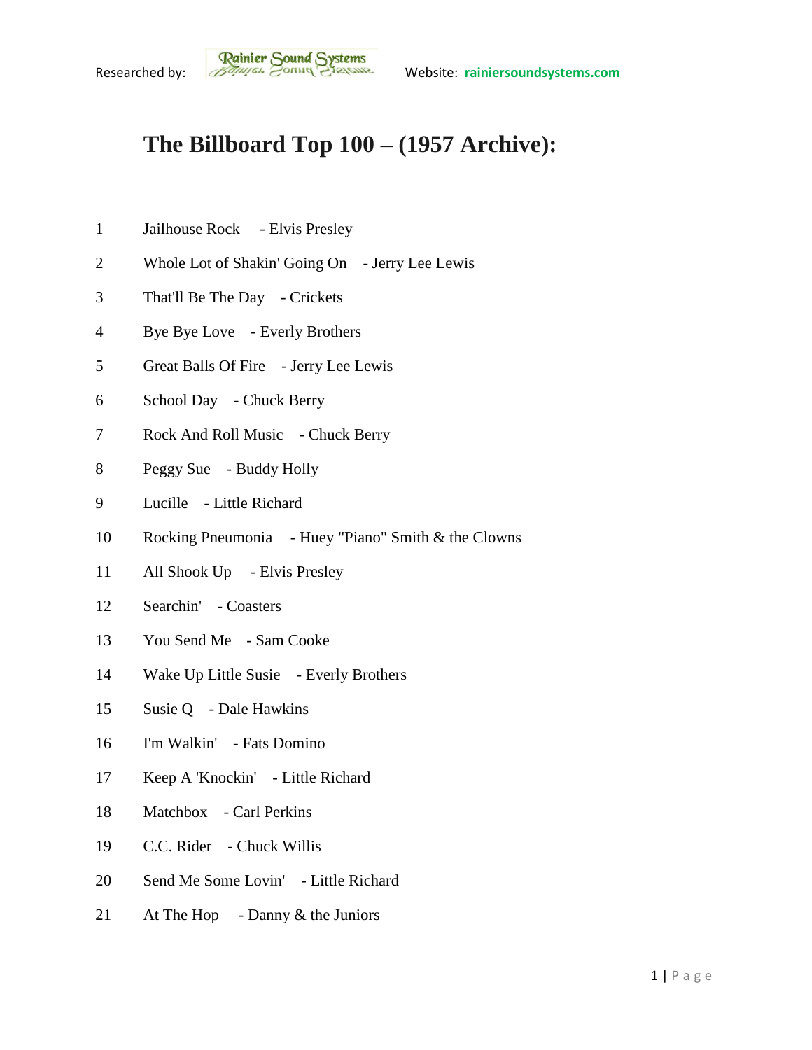Researched by: Rainier Sound Systems Website: rainiersoundsystems.com

# The Billboard Top 100 – (1957 Archive):

1 Jailhouse Rock - Elvis Presley

2 Whole Lot of Shakin' Going On - Jerry Lee Lewis

3 That'll Be The Day - Crickets

4 Bye Bye Love - Everly Brothers

5 Great Balls Of Fire - Jerry Lee Lewis

6 School Day - Chuck Berry

7 Rock And Roll Music - Chuck Berry

8 Peggy Sue - Buddy Holly

9 Lucille - Little Richard

10 Rocking Pneumonia - Huey "Piano" Smith & the Clowns

11 All Shook Up - Elvis Presley

12 Searchin' - Coasters

13 You Send Me - Sam Cooke

14 Wake Up Little Susie - Everly Brothers

15 Susie Q - Dale Hawkins

16 I'm Walkin' - Fats Domino

17 Keep A 'Knockin' - Little Richard

18 Matchbox - Carl Perkins

19 C.C. Rider - Chuck Willis

20 Send Me Some Lovin' - Little Richard

21 At The Hop - Danny & the Juniors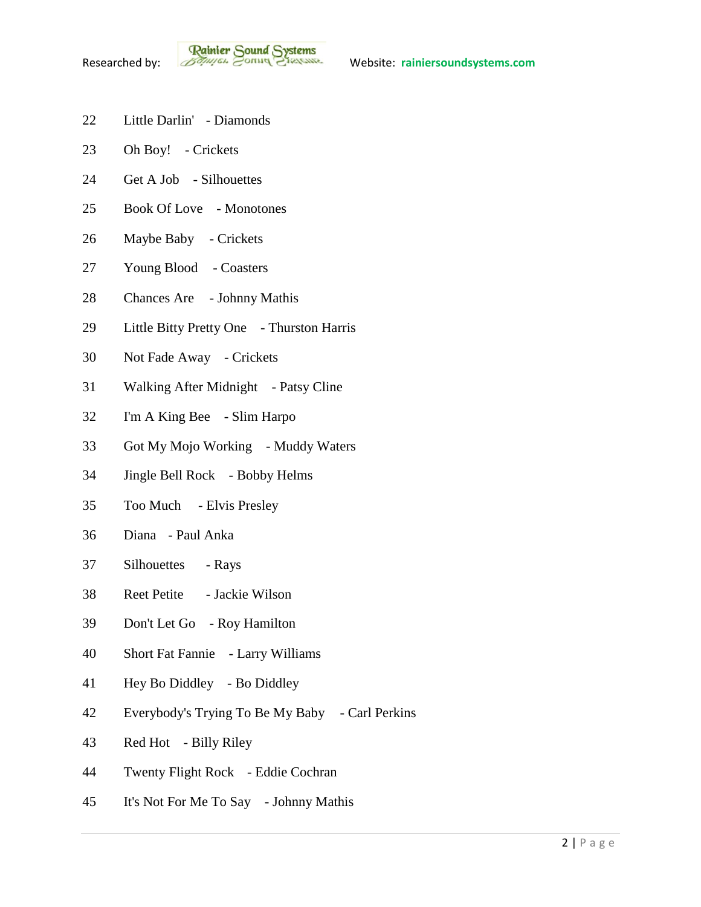22 Little Darlin' - Diamonds

23 Oh Boy! - Crickets

24 Get A Job - Silhouettes

25 Book Of Love - Monotones

26 Maybe Baby - Crickets

27 Young Blood - Coasters

28 Chances Are - Johnny Mathis

29 Little Bitty Pretty One - Thurston Harris

30 Not Fade Away - Crickets

31 Walking After Midnight - Patsy Cline

32 I'm A King Bee - Slim Harpo

33 Got My Mojo Working - Muddy Waters

34 Jingle Bell Rock - Bobby Helms

35 Too Much - Elvis Presley

36 Diana - Paul Anka

37 Silhouettes - Rays

38 Reet Petite - Jackie Wilson

39 Don't Let Go - Roy Hamilton

40 Short Fat Fannie - Larry Williams

41 Hey Bo Diddley - Bo Diddley

42 Everybody's Trying To Be My Baby - Carl Perkins

43 Red Hot - Billy Riley

44 Twenty Flight Rock - Eddie Cochran

45 It's Not For Me To Say - Johnny Mathis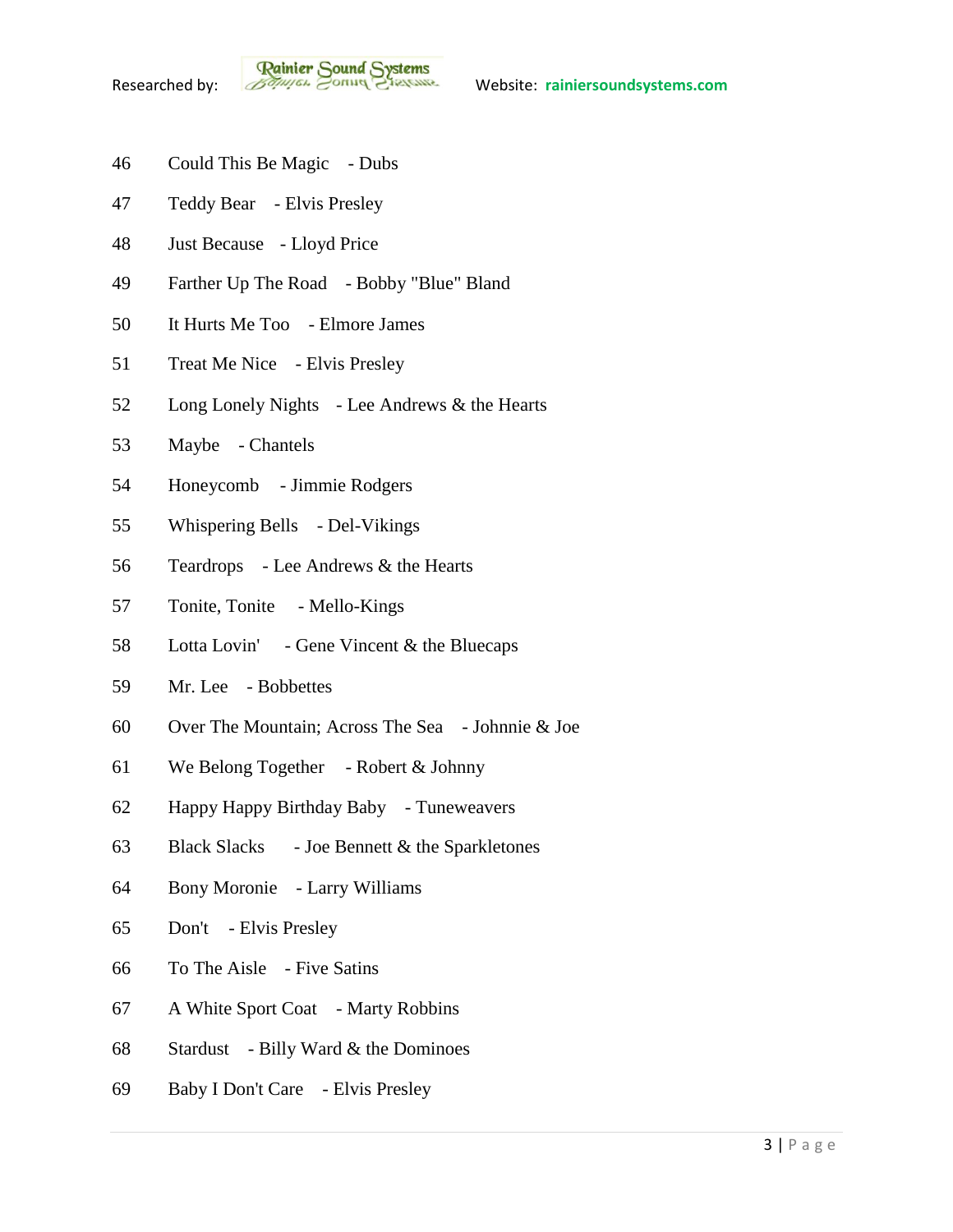46 Could This Be Magic - Dubs

47 Teddy Bear - Elvis Presley

48 Just Because - Lloyd Price

49 Farther Up The Road - Bobby "Blue" Bland

50 It Hurts Me Too - Elmore James

51 Treat Me Nice - Elvis Presley

52 Long Lonely Nights - Lee Andrews & the Hearts

53 Maybe - Chantels

54 Honeycomb - Jimmie Rodgers

55 Whispering Bells - Del-Vikings

56 Teardrops - Lee Andrews & the Hearts

57 Tonite, Tonite - Mello-Kings

58 Lotta Lovin' - Gene Vincent & the Bluecaps

59 Mr. Lee - Bobbettes

60 Over The Mountain; Across The Sea - Johnnie & Joe

61 We Belong Together - Robert & Johnny

62 Happy Happy Birthday Baby - Tuneweavers

63 Black Slacks - Joe Bennett & the Sparkletones

64 Bony Moronie - Larry Williams

65 Don't - Elvis Presley

66 To The Aisle - Five Satins

67 A White Sport Coat - Marty Robbins

68 Stardust - Billy Ward & the Dominoes

69 Baby I Don't Care - Elvis Presley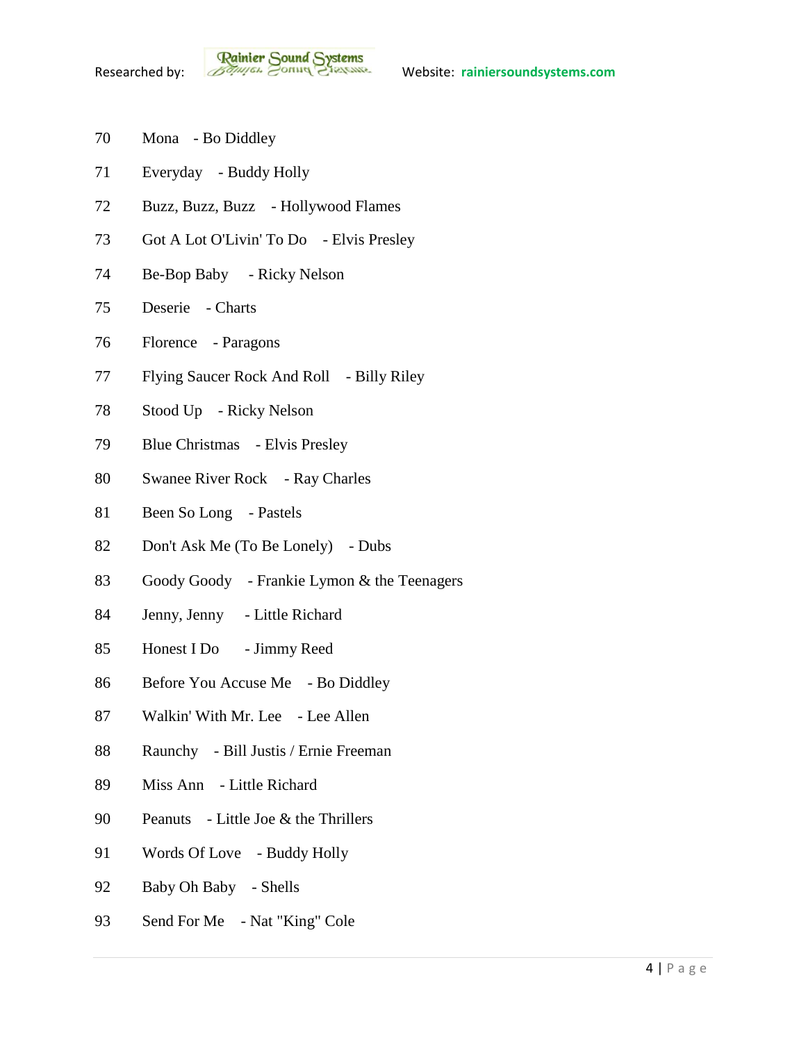70 Mona - Bo Diddley

71 Everyday - Buddy Holly

72 Buzz, Buzz, Buzz - Hollywood Flames

73 Got A Lot O'Livin' To Do - Elvis Presley

74 Be-Bop Baby - Ricky Nelson

75 Deserie - Charts

76 Florence - Paragons

77 Flying Saucer Rock And Roll - Billy Riley

78 Stood Up - Ricky Nelson

79 Blue Christmas - Elvis Presley

80 Swanee River Rock - Ray Charles

81 Been So Long - Pastels

82 Don't Ask Me (To Be Lonely) - Dubs

83 Goody Goody - Frankie Lymon & the Teenagers

84 Jenny, Jenny - Little Richard

85 Honest I Do - Jimmy Reed

86 Before You Accuse Me - Bo Diddley

87 Walkin' With Mr. Lee - Lee Allen

88 Raunchy - Bill Justis / Ernie Freeman

89 Miss Ann - Little Richard

90 Peanuts - Little Joe & the Thrillers

91 Words Of Love - Buddy Holly

92 Baby Oh Baby - Shells

93 Send For Me - Nat "King" Cole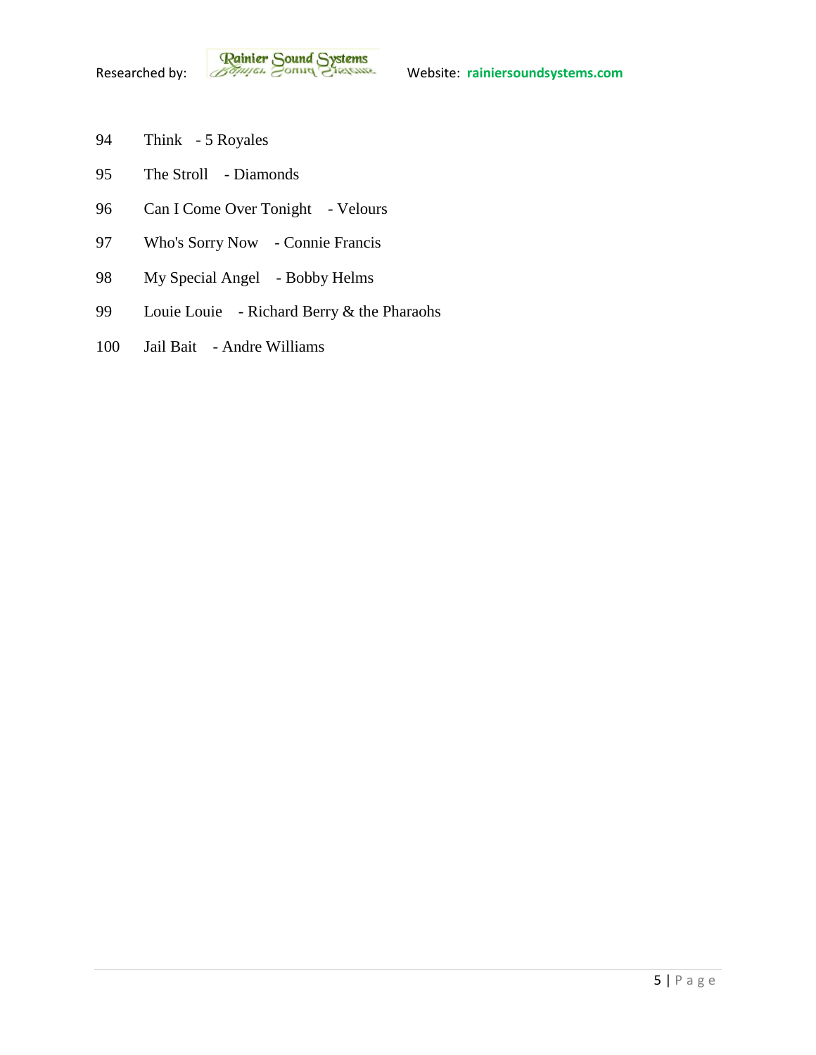94 Think - 5 Royales

95 The Stroll - Diamonds

96 Can I Come Over Tonight - Velours

97 Who's Sorry Now - Connie Francis

98 My Special Angel - Bobby Helms

99 Louie Louie - Richard Berry & the Pharaohs

100 Jail Bait - Andre Williams